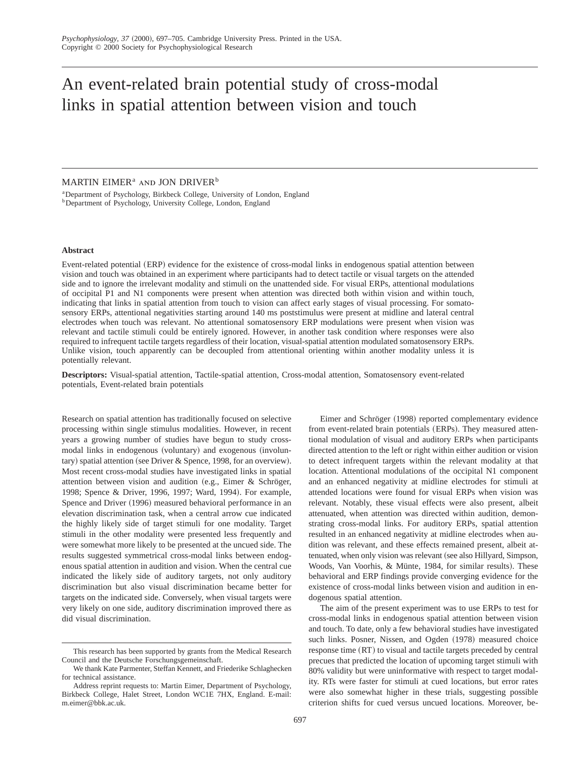# An event-related brain potential study of cross-modal links in spatial attention between vision and touch

MARTIN EIMER[a] AND JON DRIVER[b]

[a]Department of Psychology, Birkbeck College, University of London, England
[b]Department of Psychology, University College, London, England

## Abstract

Event-related potential (ERP) evidence for the existence of cross-modal links in endogenous spatial attention between vision and touch was obtained in an experiment where participants had to detect tactile or visual targets on the attended side and to ignore the irrelevant modality and stimuli on the unattended side. For visual ERPs, attentional modulations of occipital P1 and N1 components were present when attention was directed both within vision and within touch, indicating that links in spatial attention from touch to vision can affect early stages of visual processing. For somatosensory ERPs, attentional negativities starting around 140 ms poststimulus were present at midline and lateral central electrodes when touch was relevant. No attentional somatosensory ERP modulations were present when vision was relevant and tactile stimuli could be entirely ignored. However, in another task condition where responses were also required to infrequent tactile targets regardless of their location, visual-spatial attention modulated somatosensory ERPs. Unlike vision, touch apparently can be decoupled from attentional orienting within another modality unless it is potentially relevant.

**Descriptors:** Visual-spatial attention, Tactile-spatial attention, Cross-modal attention, Somatosensory event-related potentials, Event-related brain potentials

Research on spatial attention has traditionally focused on selective processing within single stimulus modalities. However, in recent years a growing number of studies have begun to study cross-modal links in endogenous (voluntary) and exogenous (involuntary) spatial attention (see Driver & Spence, 1998, for an overview). Most recent cross-modal studies have investigated links in spatial attention between vision and audition (e.g., Eimer & Schröger, 1998; Spence & Driver, 1996, 1997; Ward, 1994). For example, Spence and Driver (1996) measured behavioral performance in an elevation discrimination task, when a central arrow cue indicated the highly likely side of target stimuli for one modality. Target stimuli in the other modality were presented less frequently and were somewhat more likely to be presented at the uncued side. The results suggested symmetrical cross-modal links between endogenous spatial attention in audition and vision. When the central cue indicated the likely side of auditory targets, not only auditory discrimination but also visual discrimination became better for targets on the indicated side. Conversely, when visual targets were very likely on one side, auditory discrimination improved there as did visual discrimination.

Eimer and Schröger (1998) reported complementary evidence from event-related brain potentials (ERPs). They measured attentional modulation of visual and auditory ERPs when participants directed attention to the left or right within either audition or vision to detect infrequent targets within the relevant modality at that location. Attentional modulations of the occipital N1 component and an enhanced negativity at midline electrodes for stimuli at attended locations were found for visual ERPs when vision was relevant. Notably, these visual effects were also present, albeit attenuated, when attention was directed within audition, demonstrating cross-modal links. For auditory ERPs, spatial attention resulted in an enhanced negativity at midline electrodes when audition was relevant, and these effects remained present, albeit attenuated, when only vision was relevant (see also Hillyard, Simpson, Woods, Van Voorhis, & Münte, 1984, for similar results). These behavioral and ERP findings provide converging evidence for the existence of cross-modal links between vision and audition in endogenous spatial attention.

The aim of the present experiment was to use ERPs to test for cross-modal links in endogenous spatial attention between vision and touch. To date, only a few behavioral studies have investigated such links. Posner, Nissen, and Ogden (1978) measured choice response time (RT) to visual and tactile targets preceded by central precues that predicted the location of upcoming target stimuli with 80% validity but were uninformative with respect to target modality. RTs were faster for stimuli at cued locations, but error rates were also somewhat higher in these trials, suggesting possible criterion shifts for cued versus uncued locations. Moreover, be-

This research has been supported by grants from the Medical Research Council and the Deutsche Forschungsgemeinschaft.

We thank Kate Parmenter, Steffan Kennett, and Friederike Schlaghecken for technical assistance.

Address reprint requests to: Martin Eimer, Department of Psychology, Birkbeck College, Halet Street, London WC1E 7HX, England. E-mail: m.eimer@bbk.ac.uk.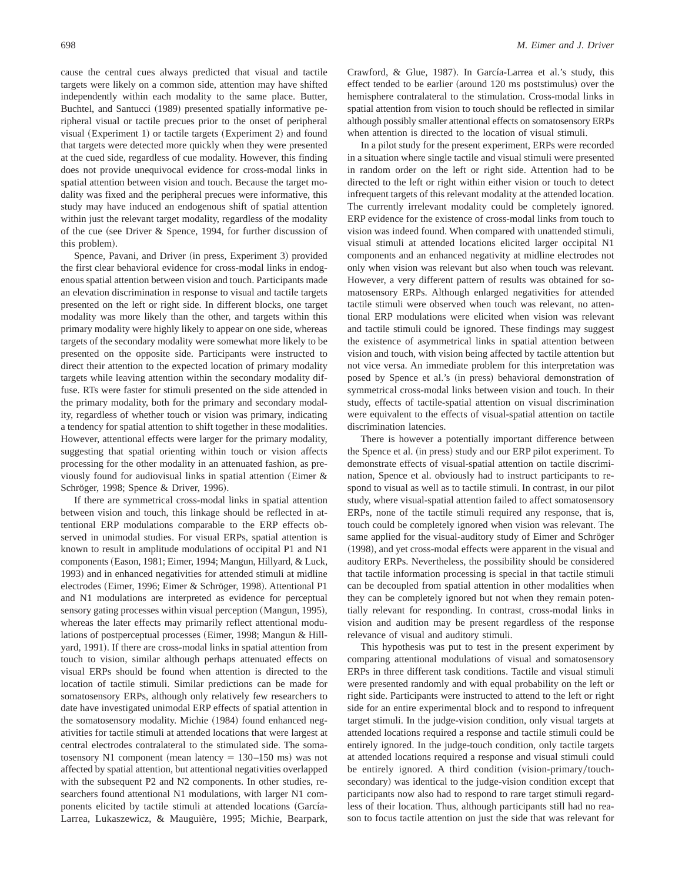cause the central cues always predicted that visual and tactile targets were likely on a common side, attention may have shifted independently within each modality to the same place. Butter, Buchtel, and Santucci (1989) presented spatially informative peripheral visual or tactile precues prior to the onset of peripheral visual (Experiment 1) or tactile targets (Experiment 2) and found that targets were detected more quickly when they were presented at the cued side, regardless of cue modality. However, this finding does not provide unequivocal evidence for cross-modal links in spatial attention between vision and touch. Because the target modality was fixed and the peripheral precues were informative, this study may have induced an endogenous shift of spatial attention within just the relevant target modality, regardless of the modality of the cue (see Driver & Spence, 1994, for further discussion of this problem).

Spence, Pavani, and Driver (in press, Experiment 3) provided the first clear behavioral evidence for cross-modal links in endogenous spatial attention between vision and touch. Participants made an elevation discrimination in response to visual and tactile targets presented on the left or right side. In different blocks, one target modality was more likely than the other, and targets within this primary modality were highly likely to appear on one side, whereas targets of the secondary modality were somewhat more likely to be presented on the opposite side. Participants were instructed to direct their attention to the expected location of primary modality targets while leaving attention within the secondary modality diffuse. RTs were faster for stimuli presented on the side attended in the primary modality, both for the primary and secondary modality, regardless of whether touch or vision was primary, indicating a tendency for spatial attention to shift together in these modalities. However, attentional effects were larger for the primary modality, suggesting that spatial orienting within touch or vision affects processing for the other modality in an attenuated fashion, as previously found for audiovisual links in spatial attention (Eimer & Schröger, 1998; Spence & Driver, 1996).

If there are symmetrical cross-modal links in spatial attention between vision and touch, this linkage should be reflected in attentional ERP modulations comparable to the ERP effects observed in unimodal studies. For visual ERPs, spatial attention is known to result in amplitude modulations of occipital P1 and N1 components (Eason, 1981; Eimer, 1994; Mangun, Hillyard, & Luck, 1993) and in enhanced negativities for attended stimuli at midline electrodes (Eimer, 1996; Eimer & Schröger, 1998). Attentional P1 and N1 modulations are interpreted as evidence for perceptual sensory gating processes within visual perception (Mangun, 1995), whereas the later effects may primarily reflect attentional modulations of postperceptual processes (Eimer, 1998; Mangun & Hillyard, 1991). If there are cross-modal links in spatial attention from touch to vision, similar although perhaps attenuated effects on visual ERPs should be found when attention is directed to the location of tactile stimuli. Similar predictions can be made for somatosensory ERPs, although only relatively few researchers to date have investigated unimodal ERP effects of spatial attention in the somatosensory modality. Michie (1984) found enhanced negativities for tactile stimuli at attended locations that were largest at central electrodes contralateral to the stimulated side. The somatosensory N1 component (mean latency = 130–150 ms) was not affected by spatial attention, but attentional negativities overlapped with the subsequent P2 and N2 components. In other studies, researchers found attentional N1 modulations, with larger N1 components elicited by tactile stimuli at attended locations (García-Larrea, Lukaszewicz, & Mauguière, 1995; Michie, Bearpark, Crawford, & Glue, 1987). In García-Larrea et al.'s study, this effect tended to be earlier (around 120 ms poststimulus) over the hemisphere contralateral to the stimulation. Cross-modal links in spatial attention from vision to touch should be reflected in similar although possibly smaller attentional effects on somatosensory ERPs when attention is directed to the location of visual stimuli.

In a pilot study for the present experiment, ERPs were recorded in a situation where single tactile and visual stimuli were presented in random order on the left or right side. Attention had to be directed to the left or right within either vision or touch to detect infrequent targets of this relevant modality at the attended location. The currently irrelevant modality could be completely ignored. ERP evidence for the existence of cross-modal links from touch to vision was indeed found. When compared with unattended stimuli, visual stimuli at attended locations elicited larger occipital N1 components and an enhanced negativity at midline electrodes not only when vision was relevant but also when touch was relevant. However, a very different pattern of results was obtained for somatosensory ERPs. Although enlarged negativities for attended tactile stimuli were observed when touch was relevant, no attentional ERP modulations were elicited when vision was relevant and tactile stimuli could be ignored. These findings may suggest the existence of asymmetrical links in spatial attention between vision and touch, with vision being affected by tactile attention but not vice versa. An immediate problem for this interpretation was posed by Spence et al.'s (in press) behavioral demonstration of symmetrical cross-modal links between vision and touch. In their study, effects of tactile-spatial attention on visual discrimination were equivalent to the effects of visual-spatial attention on tactile discrimination latencies.

There is however a potentially important difference between the Spence et al. (in press) study and our ERP pilot experiment. To demonstrate effects of visual-spatial attention on tactile discrimination, Spence et al. obviously had to instruct participants to respond to visual as well as to tactile stimuli. In contrast, in our pilot study, where visual-spatial attention failed to affect somatosensory ERPs, none of the tactile stimuli required any response, that is, touch could be completely ignored when vision was relevant. The same applied for the visual-auditory study of Eimer and Schröger (1998), and yet cross-modal effects were apparent in the visual and auditory ERPs. Nevertheless, the possibility should be considered that tactile information processing is special in that tactile stimuli can be decoupled from spatial attention in other modalities when they can be completely ignored but not when they remain potentially relevant for responding. In contrast, cross-modal links in vision and audition may be present regardless of the response relevance of visual and auditory stimuli.

This hypothesis was put to test in the present experiment by comparing attentional modulations of visual and somatosensory ERPs in three different task conditions. Tactile and visual stimuli were presented randomly and with equal probability on the left or right side. Participants were instructed to attend to the left or right side for an entire experimental block and to respond to infrequent target stimuli. In the judge-vision condition, only visual targets at attended locations required a response and tactile stimuli could be entirely ignored. In the judge-touch condition, only tactile targets at attended locations required a response and visual stimuli could be entirely ignored. A third condition (vision-primary/touch-secondary) was identical to the judge-vision condition except that participants now also had to respond to rare target stimuli regardless of their location. Thus, although participants still had no reason to focus tactile attention on just the side that was relevant for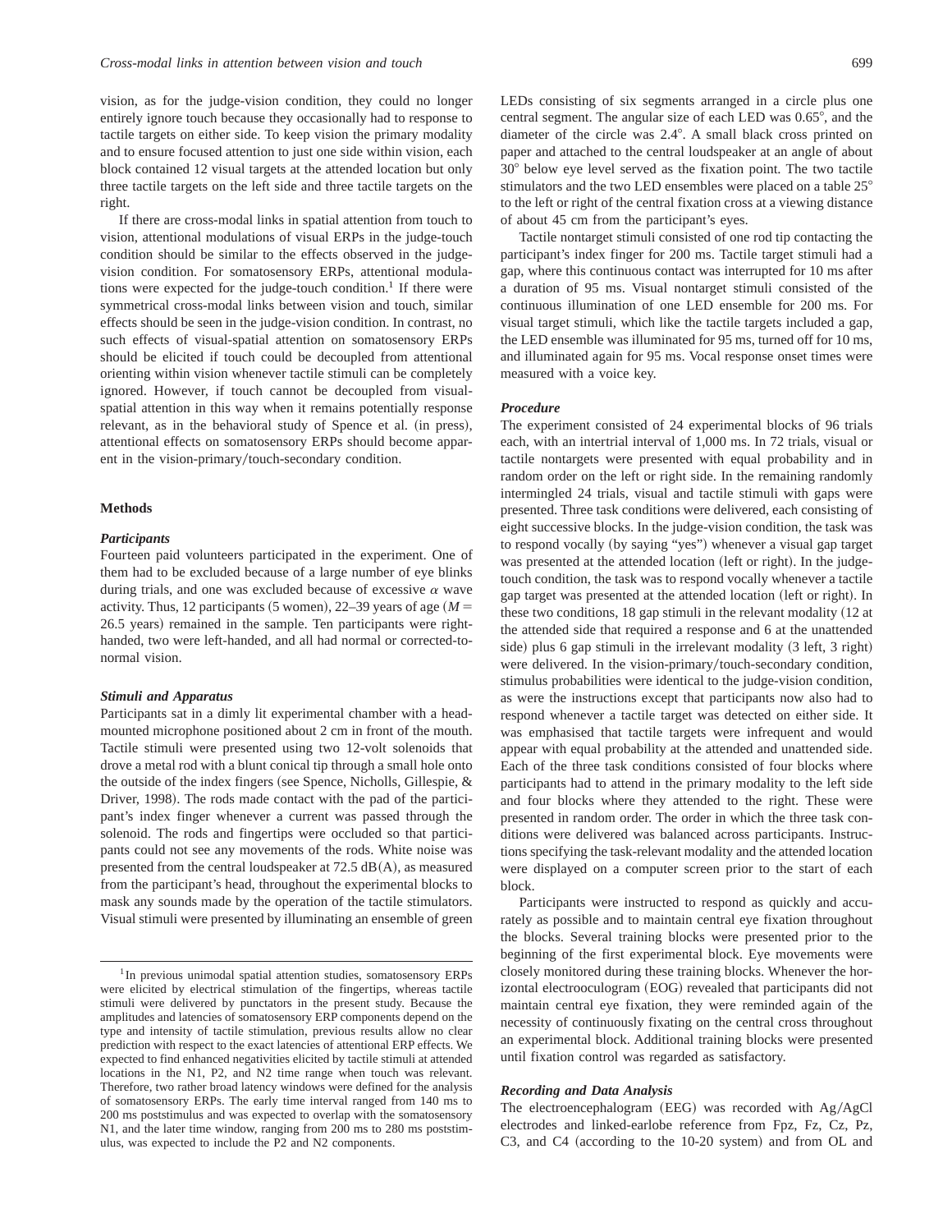vision, as for the judge-vision condition, they could no longer entirely ignore touch because they occasionally had to response to tactile targets on either side. To keep vision the primary modality and to ensure focused attention to just one side within vision, each block contained 12 visual targets at the attended location but only three tactile targets on the left side and three tactile targets on the right.

If there are cross-modal links in spatial attention from touch to vision, attentional modulations of visual ERPs in the judge-touch condition should be similar to the effects observed in the judge-vision condition. For somatosensory ERPs, attentional modulations were expected for the judge-touch condition.[1] If there were symmetrical cross-modal links between vision and touch, similar effects should be seen in the judge-vision condition. In contrast, no such effects of visual-spatial attention on somatosensory ERPs should be elicited if touch could be decoupled from attentional orienting within vision whenever tactile stimuli can be completely ignored. However, if touch cannot be decoupled from visual-spatial attention in this way when it remains potentially response relevant, as in the behavioral study of Spence et al. (in press), attentional effects on somatosensory ERPs should become apparent in the vision-primary/touch-secondary condition.

## Methods

### *Participants*

Fourteen paid volunteers participated in the experiment. One of them had to be excluded because of a large number of eye blinks during trials, and one was excluded because of excessive $\alpha$ wave activity. Thus, 12 participants (5 women), 22–39 years of age ($M =$ 26.5 years) remained in the sample. Ten participants were right-handed, two were left-handed, and all had normal or corrected-to-normal vision.

### *Stimuli and Apparatus*

Participants sat in a dimly lit experimental chamber with a head-mounted microphone positioned about 2 cm in front of the mouth. Tactile stimuli were presented using two 12-volt solenoids that drove a metal rod with a blunt conical tip through a small hole onto the outside of the index fingers (see Spence, Nicholls, Gillespie, & Driver, 1998). The rods made contact with the pad of the participant's index finger whenever a current was passed through the solenoid. The rods and fingertips were occluded so that participants could not see any movements of the rods. White noise was presented from the central loudspeaker at 72.5 dB(A), as measured from the participant's head, throughout the experimental blocks to mask any sounds made by the operation of the tactile stimulators. Visual stimuli were presented by illuminating an ensemble of green LEDs consisting of six segments arranged in a circle plus one central segment. The angular size of each LED was 0.65°, and the diameter of the circle was 2.4°. A small black cross printed on paper and attached to the central loudspeaker at an angle of about 30° below eye level served as the fixation point. The two tactile stimulators and the two LED ensembles were placed on a table 25° to the left or right of the central fixation cross at a viewing distance of about 45 cm from the participant's eyes.

Tactile nontarget stimuli consisted of one rod tip contacting the participant's index finger for 200 ms. Tactile target stimuli had a gap, where this continuous contact was interrupted for 10 ms after a duration of 95 ms. Visual nontarget stimuli consisted of the continuous illumination of one LED ensemble for 200 ms. For visual target stimuli, which like the tactile targets included a gap, the LED ensemble was illuminated for 95 ms, turned off for 10 ms, and illuminated again for 95 ms. Vocal response onset times were measured with a voice key.

### *Procedure*

The experiment consisted of 24 experimental blocks of 96 trials each, with an intertrial interval of 1,000 ms. In 72 trials, visual or tactile nontargets were presented with equal probability and in random order on the left or right side. In the remaining randomly intermingled 24 trials, visual and tactile stimuli with gaps were presented. Three task conditions were delivered, each consisting of eight successive blocks. In the judge-vision condition, the task was to respond vocally (by saying "yes") whenever a visual gap target was presented at the attended location (left or right). In the judge-touch condition, the task was to respond vocally whenever a tactile gap target was presented at the attended location (left or right). In these two conditions, 18 gap stimuli in the relevant modality (12 at the attended side that required a response and 6 at the unattended side) plus 6 gap stimuli in the irrelevant modality (3 left, 3 right) were delivered. In the vision-primary/touch-secondary condition, stimulus probabilities were identical to the judge-vision condition, as were the instructions except that participants now also had to respond whenever a tactile target was detected on either side. It was emphasised that tactile targets were infrequent and would appear with equal probability at the attended and unattended side. Each of the three task conditions consisted of four blocks where participants had to attend in the primary modality to the left side and four blocks where they attended to the right. These were presented in random order. The order in which the three task conditions were delivered was balanced across participants. Instructions specifying the task-relevant modality and the attended location were displayed on a computer screen prior to the start of each block.

Participants were instructed to respond as quickly and accurately as possible and to maintain central eye fixation throughout the blocks. Several training blocks were presented prior to the beginning of the first experimental block. Eye movements were closely monitored during these training blocks. Whenever the horizontal electrooculogram (EOG) revealed that participants did not maintain central eye fixation, they were reminded again of the necessity of continuously fixating on the central cross throughout an experimental block. Additional training blocks were presented until fixation control was regarded as satisfactory.

### *Recording and Data Analysis*

The electroencephalogram (EEG) was recorded with Ag/AgCl electrodes and linked-earlobe reference from Fpz, Fz, Cz, Pz, C3, and C4 (according to the 10-20 system) and from OL and

[1] In previous unimodal spatial attention studies, somatosensory ERPs were elicited by electrical stimulation of the fingertips, whereas tactile stimuli were delivered by punctators in the present study. Because the amplitudes and latencies of somatosensory ERP components depend on the type and intensity of tactile stimulation, previous results allow no clear prediction with respect to the exact latencies of attentional ERP effects. We expected to find enhanced negativities elicited by tactile stimuli at attended locations in the N1, P2, and N2 time range when touch was relevant. Therefore, two rather broad latency windows were defined for the analysis of somatosensory ERPs. The early time interval ranged from 140 ms to 200 ms poststimulus and was expected to overlap with the somatosensory N1, and the later time window, ranging from 200 ms to 280 ms poststimulus, was expected to include the P2 and N2 components.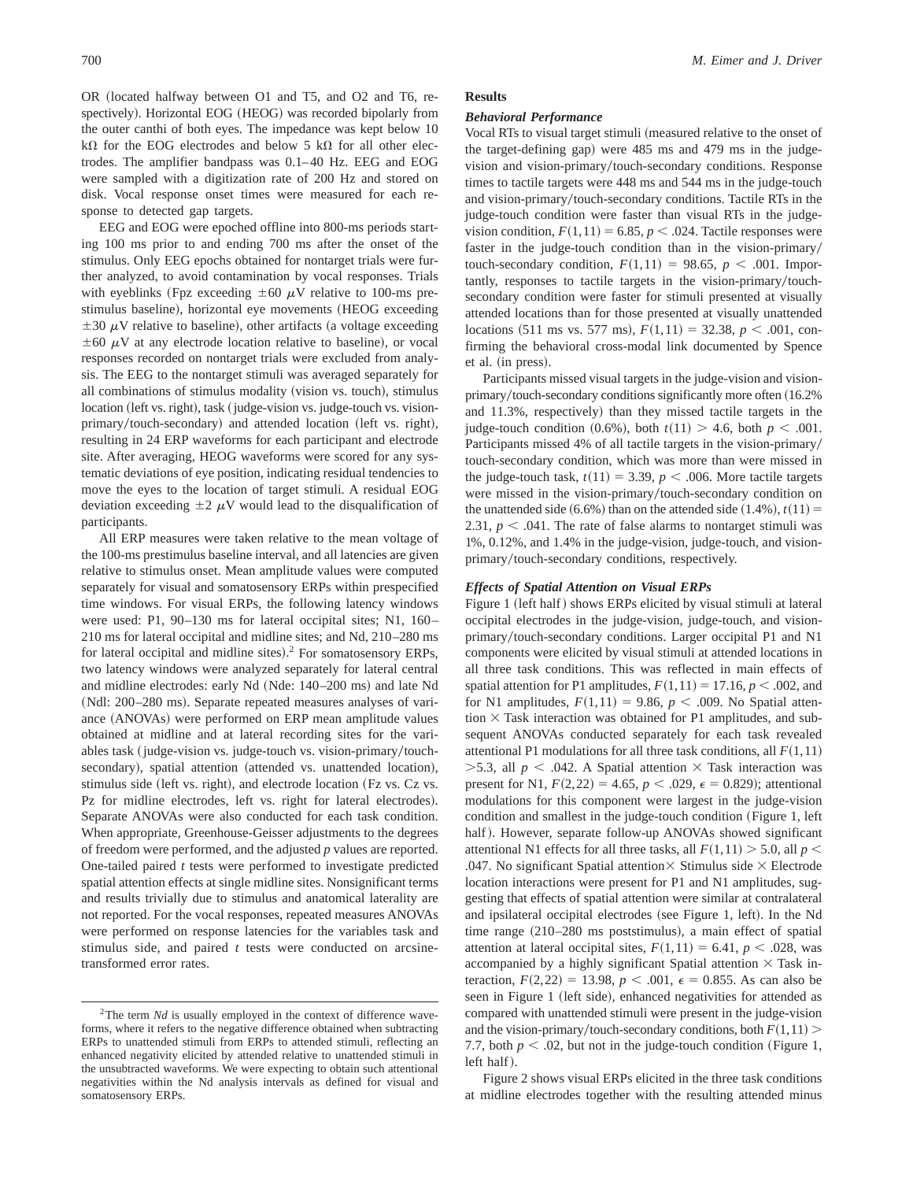OR (located halfway between O1 and T5, and O2 and T6, respectively). Horizontal EOG (HEOG) was recorded bipolarly from the outer canthi of both eyes. The impedance was kept below 10 kΩ for the EOG electrodes and below 5 kΩ for all other electrodes. The amplifier bandpass was 0.1–40 Hz. EEG and EOG were sampled with a digitization rate of 200 Hz and stored on disk. Vocal response onset times were measured for each response to detected gap targets.

EEG and EOG were epoched offline into 800-ms periods starting 100 ms prior to and ending 700 ms after the onset of the stimulus. Only EEG epochs obtained for nontarget trials were further analyzed, to avoid contamination by vocal responses. Trials with eyeblinks (Fpz exceeding $\pm 60$ $\mu$V relative to 100-ms prestimulus baseline), horizontal eye movements (HEOG exceeding $\pm 30$ $\mu$V relative to baseline), other artifacts (a voltage exceeding $\pm 60$ $\mu$V at any electrode location relative to baseline), or vocal responses recorded on nontarget trials were excluded from analysis. The EEG to the nontarget stimuli was averaged separately for all combinations of stimulus modality (vision vs. touch), stimulus location (left vs. right), task (judge-vision vs. judge-touch vs. vision-primary/touch-secondary) and attended location (left vs. right), resulting in 24 ERP waveforms for each participant and electrode site. After averaging, HEOG waveforms were scored for any systematic deviations of eye position, indicating residual tendencies to move the eyes to the location of target stimuli. A residual EOG deviation exceeding $\pm 2$ $\mu$V would lead to the disqualification of participants.

All ERP measures were taken relative to the mean voltage of the 100-ms prestimulus baseline interval, and all latencies are given relative to stimulus onset. Mean amplitude values were computed separately for visual and somatosensory ERPs within prespecified time windows. For visual ERPs, the following latency windows were used: P1, 90–130 ms for lateral occipital sites; N1, 160–210 ms for lateral occipital and midline sites; and Nd, 210–280 ms for lateral occipital and midline sites).[2] For somatosensory ERPs, two latency windows were analyzed separately for lateral central and midline electrodes: early Nd (Nde: 140–200 ms) and late Nd (Ndl: 200–280 ms). Separate repeated measures analyses of variance (ANOVAs) were performed on ERP mean amplitude values obtained at midline and at lateral recording sites for the variables task (judge-vision vs. judge-touch vs. vision-primary/touch-secondary), spatial attention (attended vs. unattended location), stimulus side (left vs. right), and electrode location (Fz vs. Cz vs. Pz for midline electrodes, left vs. right for lateral electrodes). Separate ANOVAs were also conducted for each task condition. When appropriate, Greenhouse-Geisser adjustments to the degrees of freedom were performed, and the adjusted $p$ values are reported. One-tailed paired $t$ tests were performed to investigate predicted spatial attention effects at single midline sites. Nonsignificant terms and results trivially due to stimulus and anatomical laterality are not reported. For the vocal responses, repeated measures ANOVAs were performed on response latencies for the variables task and stimulus side, and paired $t$ tests were conducted on arcsine-transformed error rates.

[2] The term *Nd* is usually employed in the context of difference waveforms, where it refers to the negative difference obtained when subtracting ERPs to unattended stimuli from ERPs to attended stimuli, reflecting an enhanced negativity elicited by attended relative to unattended stimuli in the unsubtracted waveforms. We were expecting to obtain such attentional negativities within the Nd analysis intervals as defined for visual and somatosensory ERPs.

## Results

### *Behavioral Performance*

Vocal RTs to visual target stimuli (measured relative to the onset of the target-defining gap) were 485 ms and 479 ms in the judge-vision and vision-primary/touch-secondary conditions. Response times to tactile targets were 448 ms and 544 ms in the judge-touch and vision-primary/touch-secondary conditions. Tactile RTs in the judge-touch condition were faster than visual RTs in the judge-vision condition, $F(1,11) = 6.85$, $p < .024$. Tactile responses were faster in the judge-touch condition than in the vision-primary/touch-secondary condition, $F(1,11) = 98.65$, $p < .001$. Importantly, responses to tactile targets in the vision-primary/touch-secondary condition were faster for stimuli presented at visually attended locations than for those presented at visually unattended locations (511 ms vs. 577 ms), $F(1,11) = 32.38$, $p < .001$, confirming the behavioral cross-modal link documented by Spence et al. (in press).

Participants missed visual targets in the judge-vision and vision-primary/touch-secondary conditions significantly more often (16.2% and 11.3%, respectively) than they missed tactile targets in the judge-touch condition (0.6%), both $t(11) > 4.6$, both $p < .001$. Participants missed 4% of all tactile targets in the vision-primary/touch-secondary condition, which was more than were missed in the judge-touch task, $t(11) = 3.39$, $p < .006$. More tactile targets were missed in the vision-primary/touch-secondary condition on the unattended side (6.6%) than on the attended side (1.4%), $t(11) = 2.31$, $p < .041$. The rate of false alarms to nontarget stimuli was 1%, 0.12%, and 1.4% in the judge-vision, judge-touch, and vision-primary/touch-secondary conditions, respectively.

### *Effects of Spatial Attention on Visual ERPs*

Figure 1 (left half) shows ERPs elicited by visual stimuli at lateral occipital electrodes in the judge-vision, judge-touch, and vision-primary/touch-secondary conditions. Larger occipital P1 and N1 components were elicited by visual stimuli at attended locations in all three task conditions. This was reflected in main effects of spatial attention for P1 amplitudes, $F(1,11) = 17.16$, $p < .002$, and for N1 amplitudes, $F(1,11) = 9.86$, $p < .009$. No Spatial attention × Task interaction was obtained for P1 amplitudes, and subsequent ANOVAs conducted separately for each task revealed attentional P1 modulations for all three task conditions, all $F(1,11) > 5.3$, all $p < .042$. A Spatial attention × Task interaction was present for N1, $F(2,22) = 4.65$, $p < .029$, $\epsilon = 0.829$); attentional modulations for this component were largest in the judge-vision condition and smallest in the judge-touch condition (Figure 1, left half). However, separate follow-up ANOVAs showed significant attentional N1 effects for all three tasks, all $F(1,11) > 5.0$, all $p < .047$. No significant Spatial attention× Stimulus side × Electrode location interactions were present for P1 and N1 amplitudes, suggesting that effects of spatial attention were similar at contralateral and ipsilateral occipital electrodes (see Figure 1, left). In the Nd time range (210–280 ms poststimulus), a main effect of spatial attention at lateral occipital sites, $F(1,11) = 6.41$, $p < .028$, was accompanied by a highly significant Spatial attention × Task interaction, $F(2,22) = 13.98$, $p < .001$, $\epsilon = 0.855$. As can also be seen in Figure 1 (left side), enhanced negativities for attended as compared with unattended stimuli were present in the judge-vision and the vision-primary/touch-secondary conditions, both $F(1,11) > 7.7$, both $p < .02$, but not in the judge-touch condition (Figure 1, left half).

Figure 2 shows visual ERPs elicited in the three task conditions at midline electrodes together with the resulting attended minus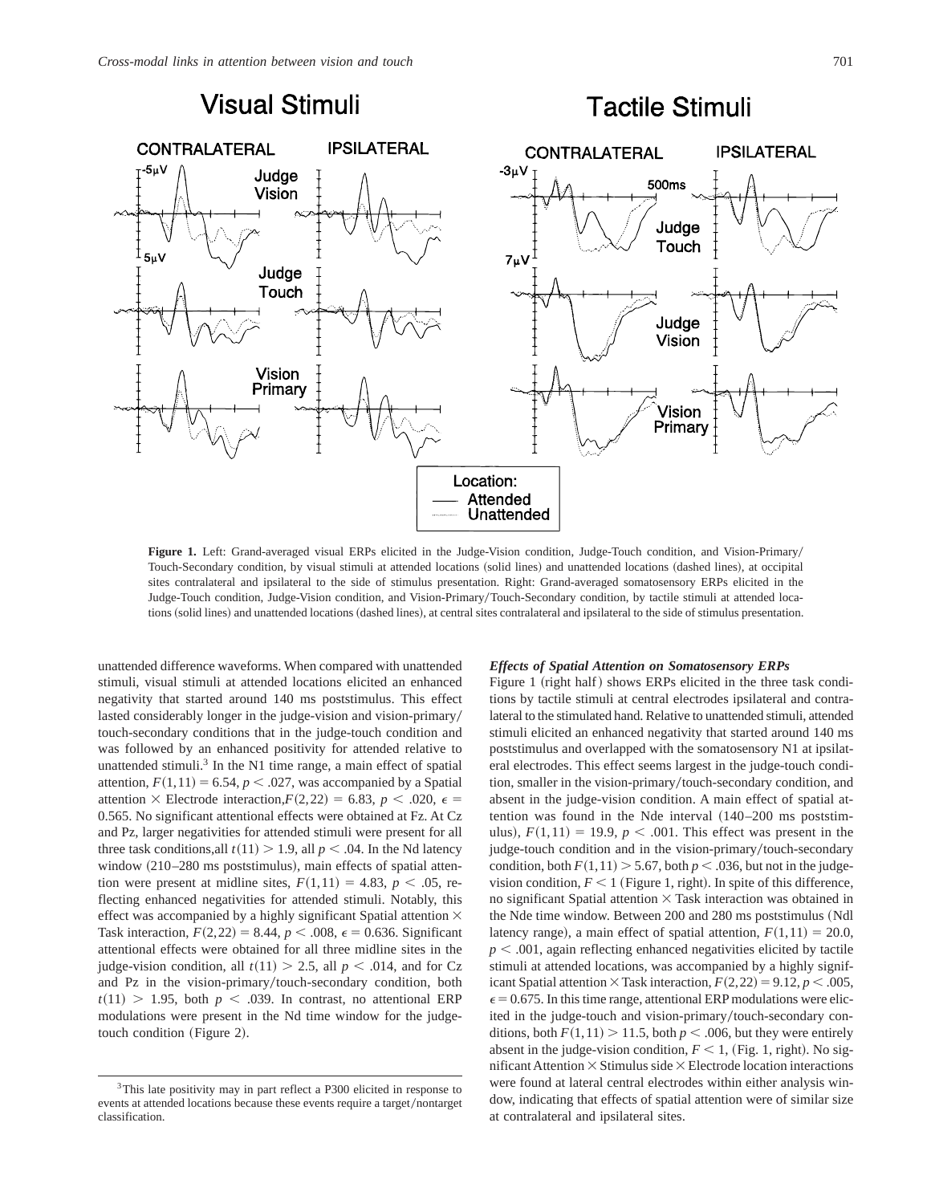**Figure 1.** Left: Grand-averaged visual ERPs elicited in the Judge-Vision condition, Judge-Touch condition, and Vision-Primary/Touch-Secondary condition, by visual stimuli at attended locations (solid lines) and unattended locations (dashed lines), at occipital sites contralateral and ipsilateral to the side of stimulus presentation. Right: Grand-averaged somatosensory ERPs elicited in the Judge-Touch condition, Judge-Vision condition, and Vision-Primary/Touch-Secondary condition, by tactile stimuli at attended locations (solid lines) and unattended locations (dashed lines), at central sites contralateral and ipsilateral to the side of stimulus presentation.

unattended difference waveforms. When compared with unattended stimuli, visual stimuli at attended locations elicited an enhanced negativity that started around 140 ms poststimulus. This effect lasted considerably longer in the judge-vision and vision-primary/touch-secondary conditions that in the judge-touch condition and was followed by an enhanced positivity for attended relative to unattended stimuli.[3] In the N1 time range, a main effect of spatial attention, $F(1,11) = 6.54$, $p < .027$, was accompanied by a Spatial attention $\times$ Electrode interaction, $F(2,22) = 6.83$, $p < .020$, $\epsilon = 0.565$. No significant attentional effects were obtained at Fz. At Cz and Pz, larger negativities for attended stimuli were present for all three task conditions, all $t(11) > 1.9$, all $p < .04$. In the Nd latency window (210–280 ms poststimulus), main effects of spatial attention were present at midline sites, $F(1,11) = 4.83$, $p < .05$, reflecting enhanced negativities for attended stimuli. Notably, this effect was accompanied by a highly significant Spatial attention $\times$ Task interaction, $F(2,22) = 8.44$, $p < .008$, $\epsilon = 0.636$. Significant attentional effects were obtained for all three midline sites in the judge-vision condition, all $t(11) > 2.5$, all $p < .014$, and for Cz and Pz in the vision-primary/touch-secondary condition, both $t(11) > 1.95$, both $p < .039$. In contrast, no attentional ERP modulations were present in the Nd time window for the judge-touch condition (Figure 2).

### *Effects of Spatial Attention on Somatosensory ERPs*

Figure 1 (right half) shows ERPs elicited in the three task conditions by tactile stimuli at central electrodes ipsilateral and contralateral to the stimulated hand. Relative to unattended stimuli, attended stimuli elicited an enhanced negativity that started around 140 ms poststimulus and overlapped with the somatosensory N1 at ipsilateral electrodes. This effect seems largest in the judge-touch condition, smaller in the vision-primary/touch-secondary condition, and absent in the judge-vision condition. A main effect of spatial attention was found in the Nde interval (140–200 ms poststimulus), $F(1,11) = 19.9$, $p < .001$. This effect was present in the judge-touch condition and in the vision-primary/touch-secondary condition, both $F(1,11) > 5.67$, both $p < .036$, but not in the judge-vision condition, $F < 1$ (Figure 1, right). In spite of this difference, no significant Spatial attention $\times$ Task interaction was obtained in the Nde time window. Between 200 and 280 ms poststimulus (Ndl latency range), a main effect of spatial attention, $F(1,11) = 20.0$, $p < .001$, again reflecting enhanced negativities elicited by tactile stimuli at attended locations, was accompanied by a highly significant Spatial attention $\times$ Task interaction, $F(2,22) = 9.12$, $p < .005$, $\epsilon = 0.675$. In this time range, attentional ERP modulations were elicited in the judge-touch and vision-primary/touch-secondary conditions, both $F(1,11) > 11.5$, both $p < .006$, but they were entirely absent in the judge-vision condition, $F < 1$, (Fig. 1, right). No significant Attention $\times$ Stimulus side $\times$ Electrode location interactions were found at lateral central electrodes within either analysis window, indicating that effects of spatial attention were of similar size at contralateral and ipsilateral sites.

[3] This late positivity may in part reflect a P300 elicited in response to events at attended locations because these events require a target/nontarget classification.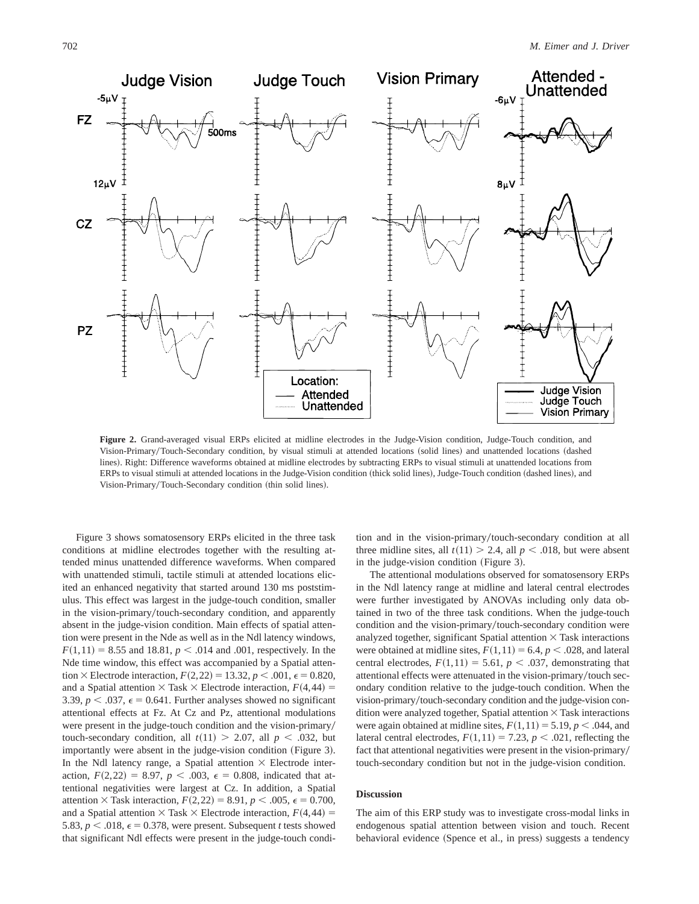**Figure 2.** Grand-averaged visual ERPs elicited at midline electrodes in the Judge-Vision condition, Judge-Touch condition, and Vision-Primary/Touch-Secondary condition, by visual stimuli at attended locations (solid lines) and unattended locations (dashed lines). Right: Difference waveforms obtained at midline electrodes by subtracting ERPs to visual stimuli at unattended locations from ERPs to visual stimuli at attended locations in the Judge-Vision condition (thick solid lines), Judge-Touch condition (dashed lines), and Vision-Primary/Touch-Secondary condition (thin solid lines).

Figure 3 shows somatosensory ERPs elicited in the three task conditions at midline electrodes together with the resulting attended minus unattended difference waveforms. When compared with unattended stimuli, tactile stimuli at attended locations elicited an enhanced negativity that started around 130 ms poststimulus. This effect was largest in the judge-touch condition, smaller in the vision-primary/touch-secondary condition, and apparently absent in the judge-vision condition. Main effects of spatial attention were present in the Nde as well as in the Ndl latency windows, $F(1,11) = 8.55$ and $18.81$, $p < .014$ and $.001$, respectively. In the Nde time window, this effect was accompanied by a Spatial attention $\times$ Electrode interaction, $F(2,22) = 13.32$, $p < .001$, $\epsilon = 0.820$, and a Spatial attention $\times$ Task $\times$ Electrode interaction, $F(4,44) = 3.39$, $p < .037$, $\epsilon = 0.641$. Further analyses showed no significant attentional effects at Fz. At Cz and Pz, attentional modulations were present in the judge-touch condition and the vision-primary/touch-secondary condition, all $t(11) > 2.07$, all $p < .032$, but importantly were absent in the judge-vision condition (Figure 3). In the Ndl latency range, a Spatial attention $\times$ Electrode interaction, $F(2,22) = 8.97$, $p < .003$, $\epsilon = 0.808$, indicated that attentional negativities were largest at Cz. In addition, a Spatial attention $\times$ Task interaction, $F(2,22) = 8.91$, $p < .005$, $\epsilon = 0.700$, and a Spatial attention $\times$ Task $\times$ Electrode interaction, $F(4,44) = 5.83$, $p < .018$, $\epsilon = 0.378$, were present. Subsequent $t$ tests showed that significant Ndl effects were present in the judge-touch condition and in the vision-primary/touch-secondary condition at all three midline sites, all $t(11) > 2.4$, all $p < .018$, but were absent in the judge-vision condition (Figure 3).

The attentional modulations observed for somatosensory ERPs in the Ndl latency range at midline and lateral central electrodes were further investigated by ANOVAs including only data obtained in two of the three task conditions. When the judge-touch condition and the vision-primary/touch-secondary condition were analyzed together, significant Spatial attention $\times$ Task interactions were obtained at midline sites, $F(1,11) = 6.4$, $p < .028$, and lateral central electrodes, $F(1,11) = 5.61$, $p < .037$, demonstrating that attentional effects were attenuated in the vision-primary/touch secondary condition relative to the judge-touch condition. When the vision-primary/touch-secondary condition and the judge-vision condition were analyzed together, Spatial attention $\times$ Task interactions were again obtained at midline sites, $F(1,11) = 5.19$, $p < .044$, and lateral central electrodes, $F(1,11) = 7.23$, $p < .021$, reflecting the fact that attentional negativities were present in the vision-primary/touch-secondary condition but not in the judge-vision condition.

### Discussion

The aim of this ERP study was to investigate cross-modal links in endogenous spatial attention between vision and touch. Recent behavioral evidence (Spence et al., in press) suggests a tendency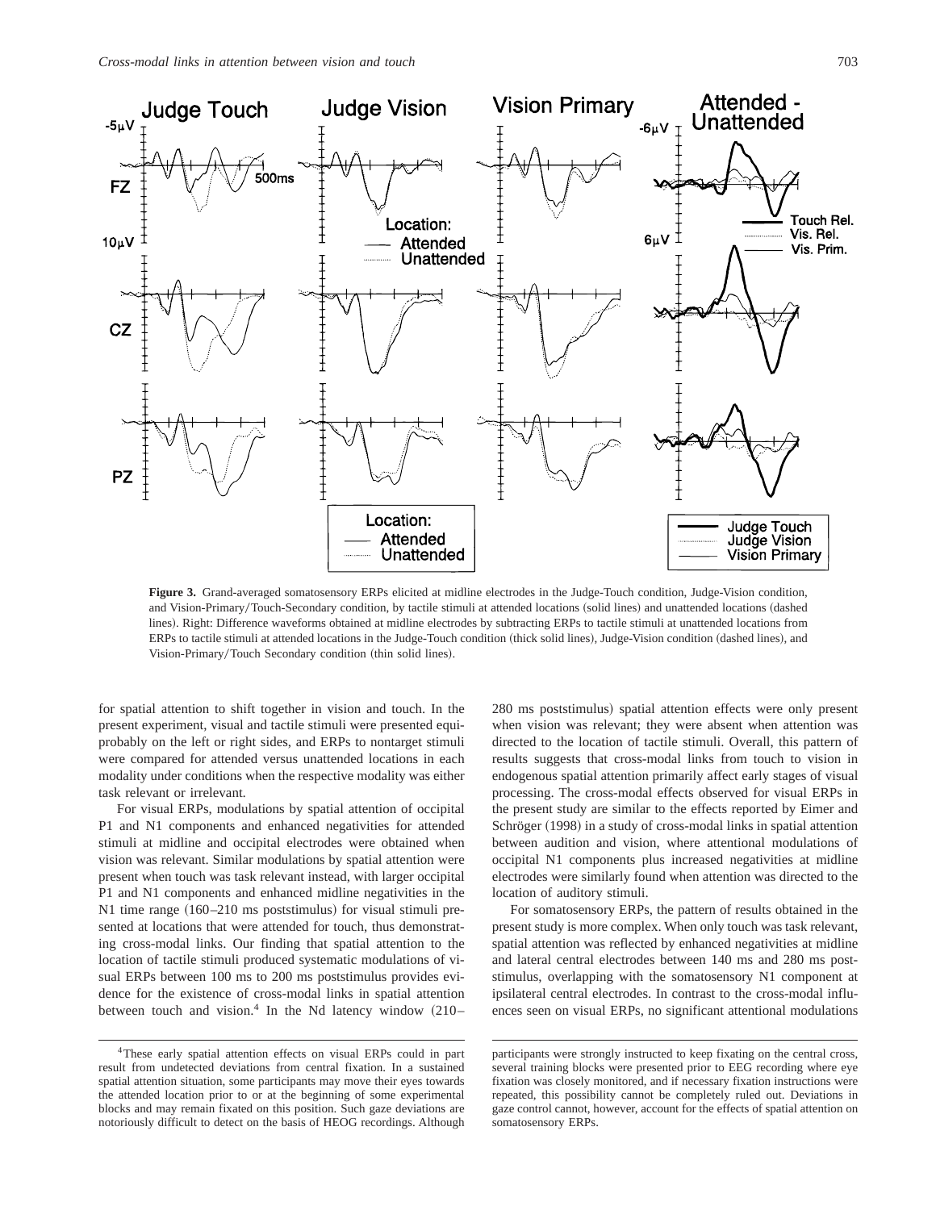**Figure 3.** Grand-averaged somatosensory ERPs elicited at midline electrodes in the Judge-Touch condition, Judge-Vision condition, and Vision-Primary/Touch-Secondary condition, by tactile stimuli at attended locations (solid lines) and unattended locations (dashed lines). Right: Difference waveforms obtained at midline electrodes by subtracting ERPs to tactile stimuli at unattended locations from ERPs to tactile stimuli at attended locations in the Judge-Touch condition (thick solid lines), Judge-Vision condition (dashed lines), and Vision-Primary/Touch Secondary condition (thin solid lines).

for spatial attention to shift together in vision and touch. In the present experiment, visual and tactile stimuli were presented equiprobably on the left or right sides, and ERPs to nontarget stimuli were compared for attended versus unattended locations in each modality under conditions when the respective modality was either task relevant or irrelevant.

For visual ERPs, modulations by spatial attention of occipital P1 and N1 components and enhanced negativities for attended stimuli at midline and occipital electrodes were obtained when vision was relevant. Similar modulations by spatial attention were present when touch was task relevant instead, with larger occipital P1 and N1 components and enhanced midline negativities in the N1 time range (160–210 ms poststimulus) for visual stimuli presented at locations that were attended for touch, thus demonstrating cross-modal links. Our finding that spatial attention to the location of tactile stimuli produced systematic modulations of visual ERPs between 100 ms to 200 ms poststimulus provides evidence for the existence of cross-modal links in spatial attention between touch and vision.[4] In the Nd latency window (210–280 ms poststimulus) spatial attention effects were only present when vision was relevant; they were absent when attention was directed to the location of tactile stimuli. Overall, this pattern of results suggests that cross-modal links from touch to vision in endogenous spatial attention primarily affect early stages of visual processing. The cross-modal effects observed for visual ERPs in the present study are similar to the effects reported by Eimer and Schröger (1998) in a study of cross-modal links in spatial attention between audition and vision, where attentional modulations of occipital N1 components plus increased negativities at midline electrodes were similarly found when attention was directed to the location of auditory stimuli.

For somatosensory ERPs, the pattern of results obtained in the present study is more complex. When only touch was task relevant, spatial attention was reflected by enhanced negativities at midline and lateral central electrodes between 140 ms and 280 ms poststimulus, overlapping with the somatosensory N1 component at ipsilateral central electrodes. In contrast to the cross-modal influences seen on visual ERPs, no significant attentional modulations

[4]These early spatial attention effects on visual ERPs could in part result from undetected deviations from central fixation. In a sustained spatial attention situation, some participants may move their eyes towards the attended location prior to or at the beginning of some experimental blocks and may remain fixated on this position. Such gaze deviations are notoriously difficult to detect on the basis of HEOG recordings. Although participants were strongly instructed to keep fixating on the central cross, several training blocks were presented prior to EEG recording where eye fixation was closely monitored, and if necessary fixation instructions were repeated, this possibility cannot be completely ruled out. Deviations in gaze control cannot, however, account for the effects of spatial attention on somatosensory ERPs.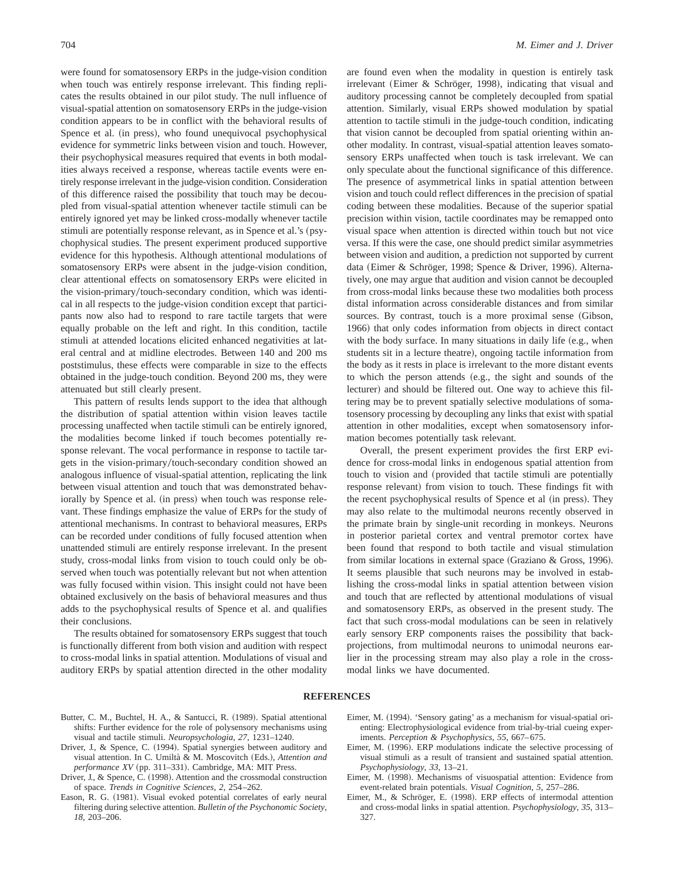were found for somatosensory ERPs in the judge-vision condition when touch was entirely response irrelevant. This finding replicates the results obtained in our pilot study. The null influence of visual-spatial attention on somatosensory ERPs in the judge-vision condition appears to be in conflict with the behavioral results of Spence et al. (in press), who found unequivocal psychophysical evidence for symmetric links between vision and touch. However, their psychophysical measures required that events in both modalities always received a response, whereas tactile events were entirely response irrelevant in the judge-vision condition. Consideration of this difference raised the possibility that touch may be decoupled from visual-spatial attention whenever tactile stimuli can be entirely ignored yet may be linked cross-modally whenever tactile stimuli are potentially response relevant, as in Spence et al.'s (psychophysical studies. The present experiment produced supportive evidence for this hypothesis. Although attentional modulations of somatosensory ERPs were absent in the judge-vision condition, clear attentional effects on somatosensory ERPs were elicited in the vision-primary/touch-secondary condition, which was identical in all respects to the judge-vision condition except that participants now also had to respond to rare tactile targets that were equally probable on the left and right. In this condition, tactile stimuli at attended locations elicited enhanced negativities at lateral central and at midline electrodes. Between 140 and 200 ms poststimulus, these effects were comparable in size to the effects obtained in the judge-touch condition. Beyond 200 ms, they were attenuated but still clearly present.

This pattern of results lends support to the idea that although the distribution of spatial attention within vision leaves tactile processing unaffected when tactile stimuli can be entirely ignored, the modalities become linked if touch becomes potentially response relevant. The vocal performance in response to tactile targets in the vision-primary/touch-secondary condition showed an analogous influence of visual-spatial attention, replicating the link between visual attention and touch that was demonstrated behaviorally by Spence et al. (in press) when touch was response relevant. These findings emphasize the value of ERPs for the study of attentional mechanisms. In contrast to behavioral measures, ERPs can be recorded under conditions of fully focused attention when unattended stimuli are entirely response irrelevant. In the present study, cross-modal links from vision to touch could only be observed when touch was potentially relevant but not when attention was fully focused within vision. This insight could not have been obtained exclusively on the basis of behavioral measures and thus adds to the psychophysical results of Spence et al. and qualifies their conclusions.

The results obtained for somatosensory ERPs suggest that touch is functionally different from both vision and audition with respect to cross-modal links in spatial attention. Modulations of visual and auditory ERPs by spatial attention directed in the other modality are found even when the modality in question is entirely task irrelevant (Eimer & Schröger, 1998), indicating that visual and auditory processing cannot be completely decoupled from spatial attention. Similarly, visual ERPs showed modulation by spatial attention to tactile stimuli in the judge-touch condition, indicating that vision cannot be decoupled from spatial orienting within another modality. In contrast, visual-spatial attention leaves somatosensory ERPs unaffected when touch is task irrelevant. We can only speculate about the functional significance of this difference. The presence of asymmetrical links in spatial attention between vision and touch could reflect differences in the precision of spatial coding between these modalities. Because of the superior spatial precision within vision, tactile coordinates may be remapped onto visual space when attention is directed within touch but not vice versa. If this were the case, one should predict similar asymmetries between vision and audition, a prediction not supported by current data (Eimer & Schröger, 1998; Spence & Driver, 1996). Alternatively, one may argue that audition and vision cannot be decoupled from cross-modal links because these two modalities both process distal information across considerable distances and from similar sources. By contrast, touch is a more proximal sense (Gibson, 1966) that only codes information from objects in direct contact with the body surface. In many situations in daily life (e.g., when students sit in a lecture theatre), ongoing tactile information from the body as it rests in place is irrelevant to the more distant events to which the person attends (e.g., the sight and sounds of the lecturer) and should be filtered out. One way to achieve this filtering may be to prevent spatially selective modulations of somatosensory processing by decoupling any links that exist with spatial attention in other modalities, except when somatosensory information becomes potentially task relevant.

Overall, the present experiment provides the first ERP evidence for cross-modal links in endogenous spatial attention from touch to vision and (provided that tactile stimuli are potentially response relevant) from vision to touch. These findings fit with the recent psychophysical results of Spence et al (in press). They may also relate to the multimodal neurons recently observed in the primate brain by single-unit recording in monkeys. Neurons in posterior parietal cortex and ventral premotor cortex have been found that respond to both tactile and visual stimulation from similar locations in external space (Graziano & Gross, 1996). It seems plausible that such neurons may be involved in establishing the cross-modal links in spatial attention between vision and touch that are reflected by attentional modulations of visual and somatosensory ERPs, as observed in the present study. The fact that such cross-modal modulations can be seen in relatively early sensory ERP components raises the possibility that backprojections, from multimodal neurons to unimodal neurons earlier in the processing stream may also play a role in the cross-modal links we have documented.

## REFERENCES

Butter, C. M., Buchtel, H. A., & Santucci, R. (1989). Spatial attentional shifts: Further evidence for the role of polysensory mechanisms using visual and tactile stimuli. *Neuropsychologia*, *27*, 1231–1240.

Driver, J., & Spence, C. (1994). Spatial synergies between auditory and visual attention. In C. Umiltà & M. Moscovitch (Eds.), *Attention and performance XV* (pp. 311–331). Cambridge, MA: MIT Press.

Driver, J., & Spence, C. (1998). Attention and the crossmodal construction of space. *Trends in Cognitive Sciences*, *2*, 254–262.

Eason, R. G. (1981). Visual evoked potential correlates of early neural filtering during selective attention. *Bulletin of the Psychonomic Society*, *18*, 203–206.

Eimer, M. (1994). 'Sensory gating' as a mechanism for visual-spatial orienting: Electrophysiological evidence from trial-by-trial cueing experiments. *Perception & Psychophysics*, *55*, 667–675.

Eimer, M. (1996). ERP modulations indicate the selective processing of visual stimuli as a result of transient and sustained spatial attention. *Psychophysiology*, *33*, 13–21.

Eimer, M. (1998). Mechanisms of visuospatial attention: Evidence from event-related brain potentials. *Visual Cognition*, *5*, 257–286.

Eimer, M., & Schröger, E. (1998). ERP effects of intermodal attention and cross-modal links in spatial attention. *Psychophysiology*, *35*, 313–327.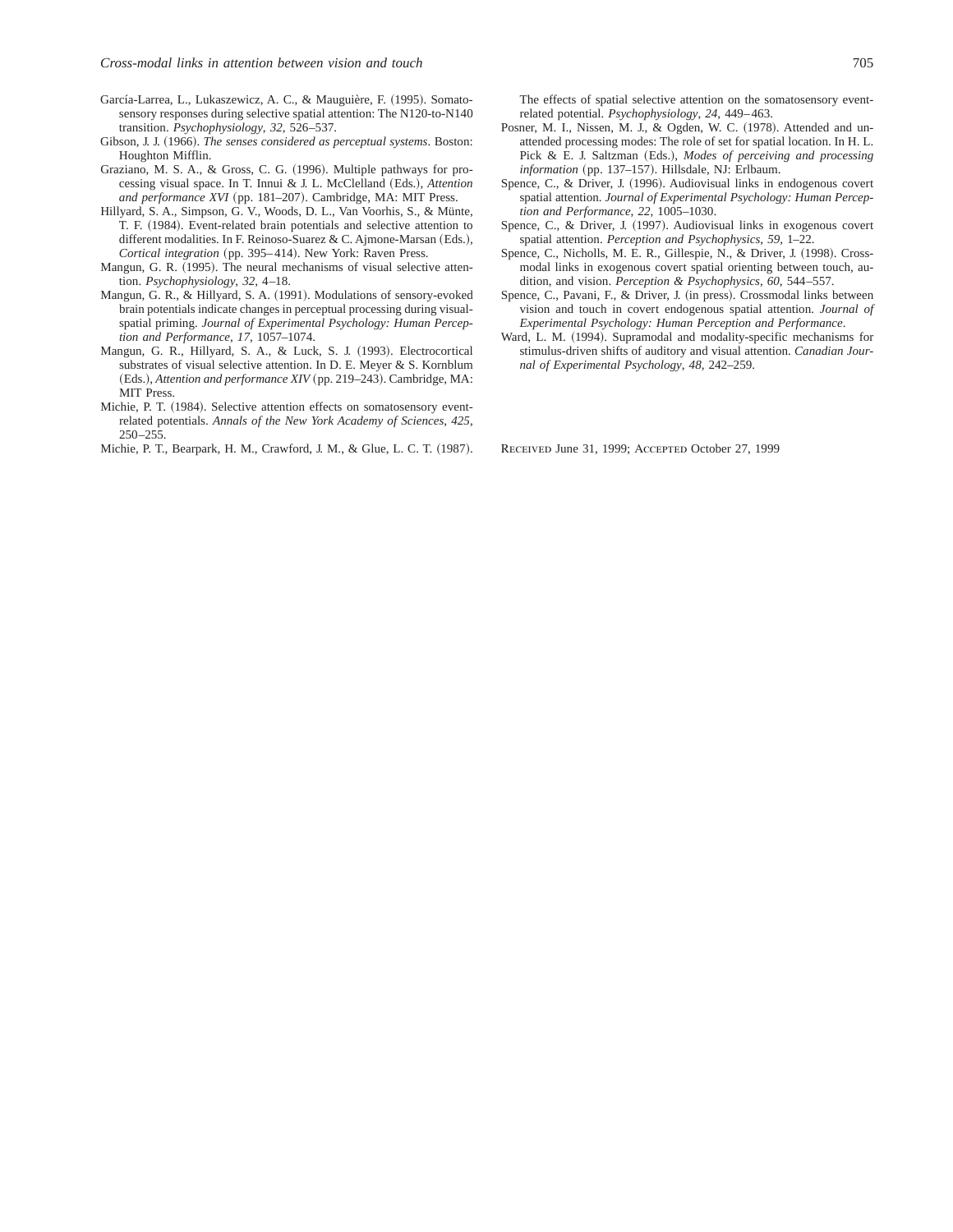García-Larrea, L., Lukaszewicz, A. C., & Mauguière, F. (1995). Somatosensory responses during selective spatial attention: The N120-to-N140 transition. *Psychophysiology*, *32*, 526–537.

Gibson, J. J. (1966). *The senses considered as perceptual systems*. Boston: Houghton Mifflin.

Graziano, M. S. A., & Gross, C. G. (1996). Multiple pathways for processing visual space. In T. Innui & J. L. McClelland (Eds.), *Attention and performance XVI* (pp. 181–207). Cambridge, MA: MIT Press.

Hillyard, S. A., Simpson, G. V., Woods, D. L., Van Voorhis, S., & Münte, T. F. (1984). Event-related brain potentials and selective attention to different modalities. In F. Reinoso-Suarez & C. Ajmone-Marsan (Eds.), *Cortical integration* (pp. 395–414). New York: Raven Press.

Mangun, G. R. (1995). The neural mechanisms of visual selective attention. *Psychophysiology*, *32*, 4–18.

Mangun, G. R., & Hillyard, S. A. (1991). Modulations of sensory-evoked brain potentials indicate changes in perceptual processing during visual-spatial priming. *Journal of Experimental Psychology: Human Perception and Performance*, *17*, 1057–1074.

Mangun, G. R., Hillyard, S. A., & Luck, S. J. (1993). Electrocortical substrates of visual selective attention. In D. E. Meyer & S. Kornblum (Eds.), *Attention and performance XIV* (pp. 219–243). Cambridge, MA: MIT Press.

Michie, P. T. (1984). Selective attention effects on somatosensory event-related potentials. *Annals of the New York Academy of Sciences*, *425*, 250–255.

Michie, P. T., Bearpark, H. M., Crawford, J. M., & Glue, L. C. T. (1987). The effects of spatial selective attention on the somatosensory event-related potential. *Psychophysiology*, *24*, 449–463.

Posner, M. I., Nissen, M. J., & Ogden, W. C. (1978). Attended and unattended processing modes: The role of set for spatial location. In H. L. Pick & E. J. Saltzman (Eds.), *Modes of perceiving and processing information* (pp. 137–157). Hillsdale, NJ: Erlbaum.

Spence, C., & Driver, J. (1996). Audiovisual links in endogenous covert spatial attention. *Journal of Experimental Psychology: Human Perception and Performance*, *22*, 1005–1030.

Spence, C., & Driver, J. (1997). Audiovisual links in exogenous covert spatial attention. *Perception and Psychophysics*, *59*, 1–22.

Spence, C., Nicholls, M. E. R., Gillespie, N., & Driver, J. (1998). Cross-modal links in exogenous covert spatial orienting between touch, audition, and vision. *Perception & Psychophysics*, *60*, 544–557.

Spence, C., Pavani, F., & Driver, J. (in press). Crossmodal links between vision and touch in covert endogenous spatial attention. *Journal of Experimental Psychology: Human Perception and Performance*.

Ward, L. M. (1994). Supramodal and modality-specific mechanisms for stimulus-driven shifts of auditory and visual attention. *Canadian Journal of Experimental Psychology*, *48*, 242–259.

Received June 31, 1999; Accepted October 27, 1999